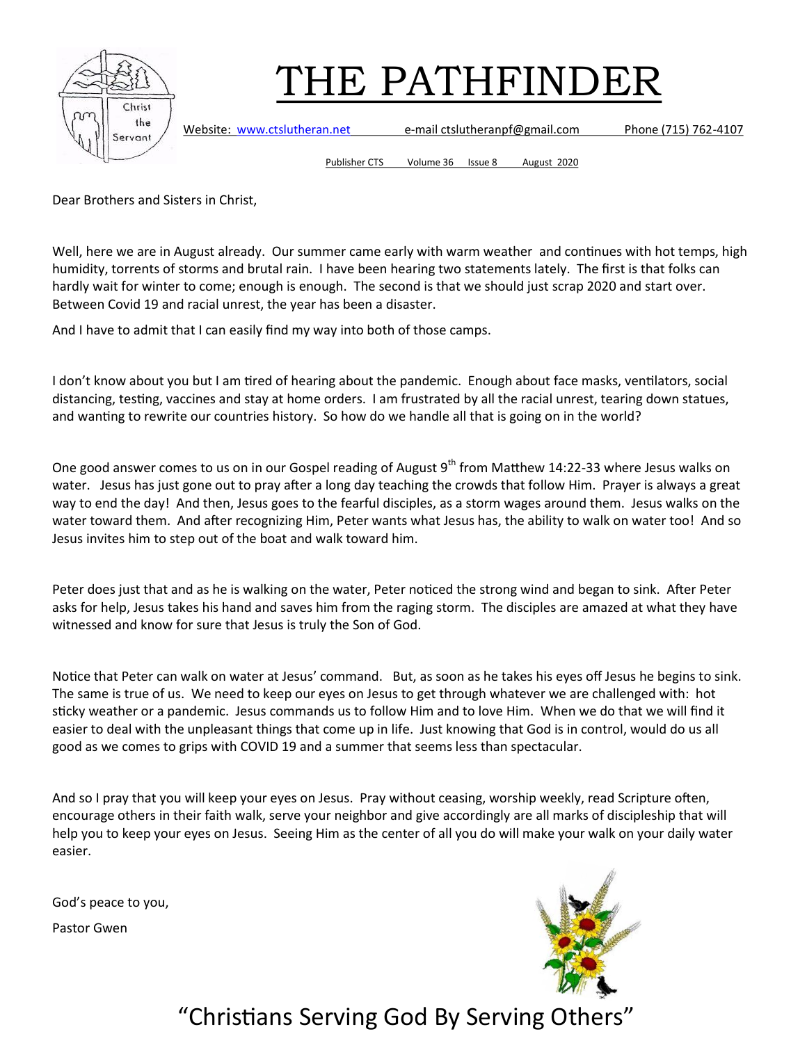# THE PATHFINDER

Website: www.ctslutheran.net e-mail ctslutheranpf@gmail.com Phone (715) 762-4107

Publisher CTS Volume 36 Issue 8 August 2020

Dear Brothers and Sisters in Christ,

Well, here we are in August already. Our summer came early with warm weather and continues with hot temps, high humidity, torrents of storms and brutal rain. I have been hearing two statements lately. The first is that folks can hardly wait for winter to come; enough is enough. The second is that we should just scrap 2020 and start over. Between Covid 19 and racial unrest, the year has been a disaster.

And I have to admit that I can easily find my way into both of those camps.

I don't know about you but I am tired of hearing about the pandemic. Enough about face masks, ventilators, social distancing, testing, vaccines and stay at home orders. I am frustrated by all the racial unrest, tearing down statues, and wanting to rewrite our countries history. So how do we handle all that is going on in the world?

One good answer comes to us on in our Gospel reading of August 9th from Matthew 14:22-33 where Jesus walks on water. Jesus has just gone out to pray after a long day teaching the crowds that follow Him. Prayer is always a great way to end the day! And then, Jesus goes to the fearful disciples, as a storm wages around them. Jesus walks on the water toward them. And after recognizing Him, Peter wants what Jesus has, the ability to walk on water too! And so Jesus invites him to step out of the boat and walk toward him.

Peter does just that and as he is walking on the water, Peter noticed the strong wind and began to sink. After Peter asks for help, Jesus takes his hand and saves him from the raging storm. The disciples are amazed at what they have witnessed and know for sure that Jesus is truly the Son of God.

Notice that Peter can walk on water at Jesus' command. But, as soon as he takes his eyes off Jesus he begins to sink. The same is true of us. We need to keep our eyes on Jesus to get through whatever we are challenged with: hot sticky weather or a pandemic. Jesus commands us to follow Him and to love Him. When we do that we will find it easier to deal with the unpleasant things that come up in life. Just knowing that God is in control, would do us all good as we comes to grips with COVID 19 and a summer that seems less than spectacular.

And so I pray that you will keep your eyes on Jesus. Pray without ceasing, worship weekly, read Scripture often, encourage others in their faith walk, serve your neighbor and give accordingly are all marks of discipleship that will help you to keep your eyes on Jesus. Seeing Him as the center of all you do will make your walk on your daily water easier.

God's peace to you,

Pastor Gwen

"Christians Serving God By Serving Others"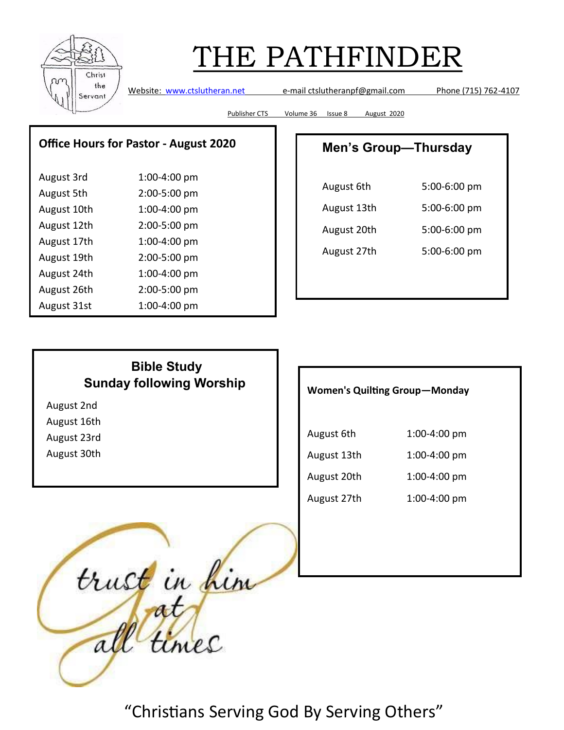# THE PATHFINDER

Website: www.ctslutheran.net e-mail ctslutheranpf@gmail.com Phone (715) 762-4107

Publisher CTS Volume 36 Issue 8 August 2020

## Office Hours for Pastor - August 2020

| | |
|---|---|
| August 3rd | 1:00-4:00 pm |
| August 5th | 2:00-5:00 pm |
| August 10th | 1:00-4:00 pm |
| August 12th | 2:00-5:00 pm |
| August 17th | 1:00-4:00 pm |
| August 19th | 2:00-5:00 pm |
| August 24th | 1:00-4:00 pm |
| August 26th | 2:00-5:00 pm |
| August 31st | 1:00-4:00 pm |

## Men's Group—Thursday

| | |
|---|---|
| August 6th | 5:00-6:00 pm |
| August 13th | 5:00-6:00 pm |
| August 20th | 5:00-6:00 pm |
| August 27th | 5:00-6:00 pm |

## Bible Study
## Sunday following Worship

- August 2nd
- August 16th
- August 23rd
- August 30th

## Women's Quilting Group—Monday

| | |
|---|---|
| August 6th | 1:00-4:00 pm |
| August 13th | 1:00-4:00 pm |
| August 20th | 1:00-4:00 pm |
| August 27th | 1:00-4:00 pm |

trust in him at all times

"Christians Serving God By Serving Others"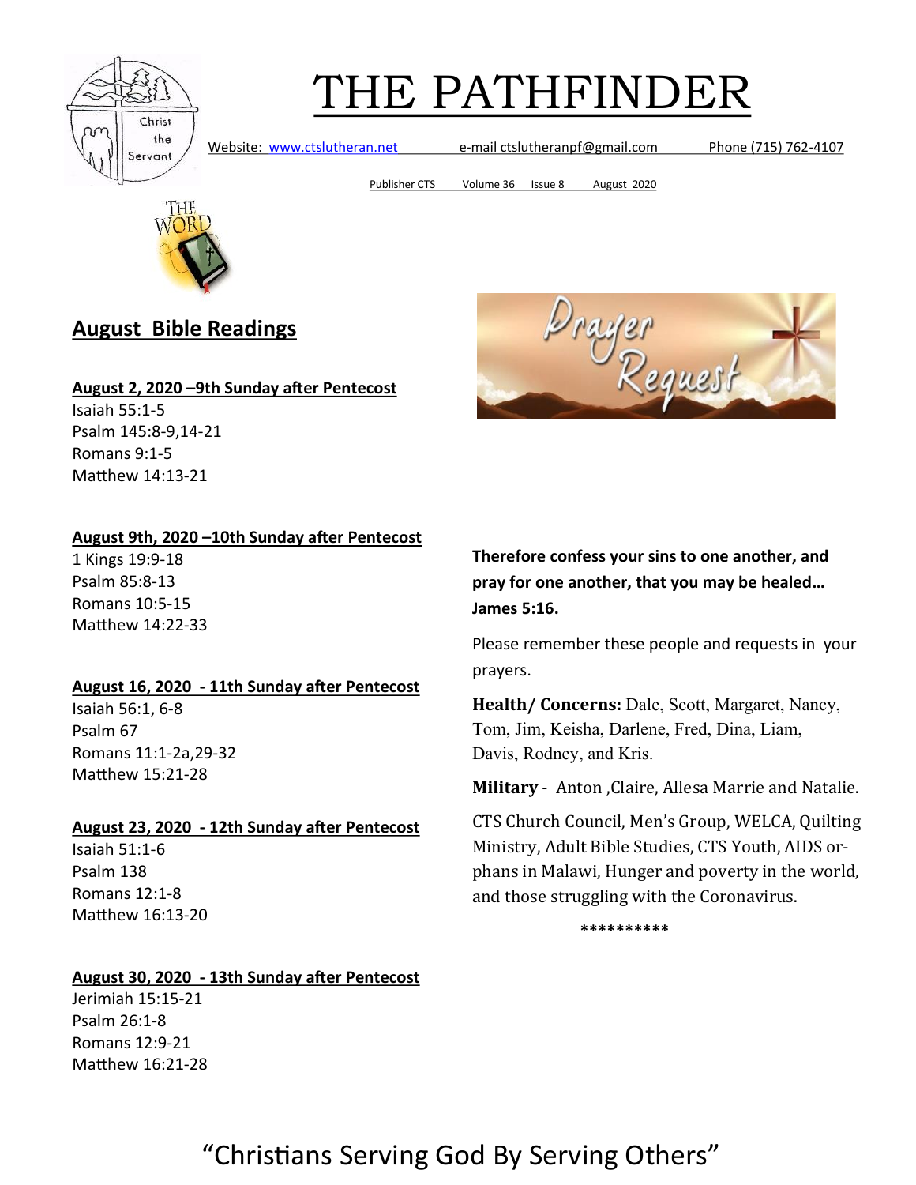# THE PATHFINDER

Website: www.ctslutheran.net e-mail ctslutheranpf@gmail.com Phone (715) 762-4107

Publisher CTS Volume 36 Issue 8 August 2020

## August Bible Readings

**August 2, 2020 –9th Sunday after Pentecost**
Isaiah 55:1-5
Psalm 145:8-9,14-21
Romans 9:1-5
Matthew 14:13-21

**August 9th, 2020 –10th Sunday after Pentecost**
1 Kings 19:9-18
Psalm 85:8-13
Romans 10:5-15
Matthew 14:22-33

**August 16, 2020 - 11th Sunday after Pentecost**
Isaiah 56:1, 6-8
Psalm 67
Romans 11:1-2a,29-32
Matthew 15:21-28

**August 23, 2020 - 12th Sunday after Pentecost**
Isaiah 51:1-6
Psalm 138
Romans 12:1-8
Matthew 16:13-20

**August 30, 2020 - 13th Sunday after Pentecost**
Jerimiah 15:15-21
Psalm 26:1-8
Romans 12:9-21
Matthew 16:21-28

## Prayer Request

**Therefore confess your sins to one another, and pray for one another, that you may be healed… James 5:16.**

Please remember these people and requests in your prayers.

**Health/ Concerns:** Dale, Scott, Margaret, Nancy, Tom, Jim, Keisha, Darlene, Fred, Dina, Liam, Davis, Rodney, and Kris.

**Military** - Anton ,Claire, Allesa Marrie and Natalie.

CTS Church Council, Men's Group, WELCA, Quilting Ministry, Adult Bible Studies, CTS Youth, AIDS orphans in Malawi, Hunger and poverty in the world, and those struggling with the Coronavirus.

**********

"Christians Serving God By Serving Others"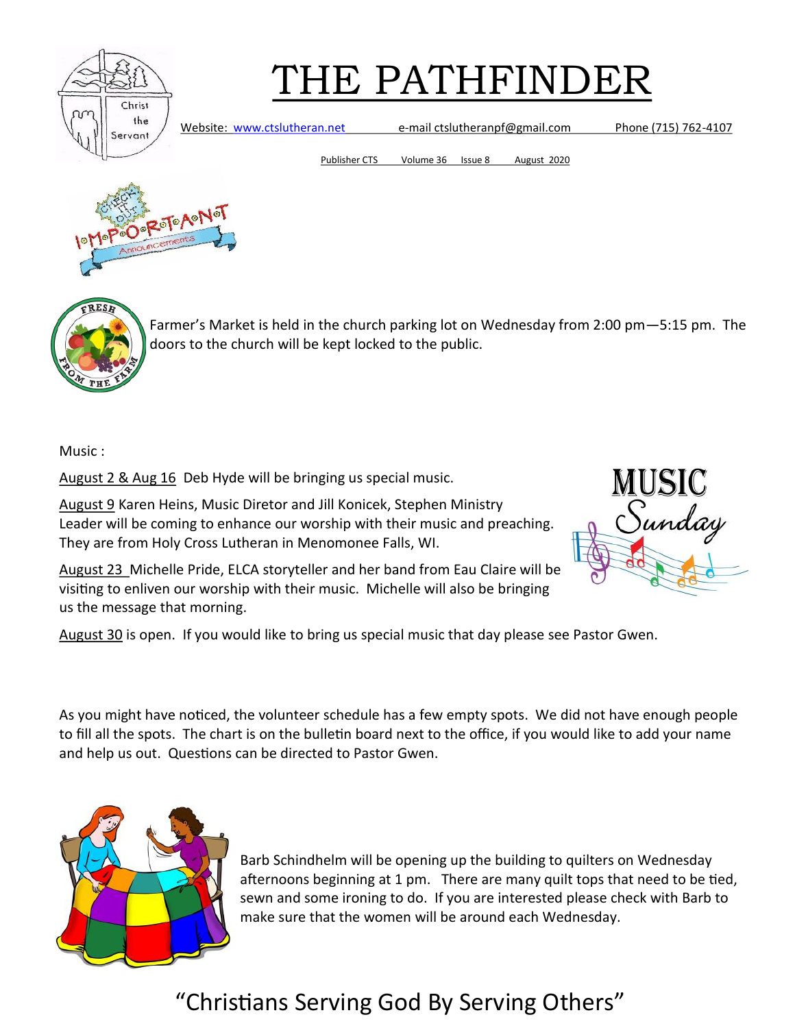# THE PATHFINDER

Website: www.ctslutheran.net e-mail ctslutheranpf@gmail.com Phone (715) 762-4107

Publisher CTS Volume 36 Issue 8 August 2020

Farmer's Market is held in the church parking lot on Wednesday from 2:00 pm—5:15 pm. The doors to the church will be kept locked to the public.

Music :

August 2 & Aug 16 Deb Hyde will be bringing us special music.

August 9 Karen Heins, Music Diretor and Jill Konicek, Stephen Ministry Leader will be coming to enhance our worship with their music and preaching. They are from Holy Cross Lutheran in Menomonee Falls, WI.

August 23 Michelle Pride, ELCA storyteller and her band from Eau Claire will be visiting to enliven our worship with their music. Michelle will also be bringing us the message that morning.

August 30 is open. If you would like to bring us special music that day please see Pastor Gwen.

As you might have noticed, the volunteer schedule has a few empty spots. We did not have enough people to fill all the spots. The chart is on the bulletin board next to the office, if you would like to add your name and help us out. Questions can be directed to Pastor Gwen.

Barb Schindhelm will be opening up the building to quilters on Wednesday afternoons beginning at 1 pm. There are many quilt tops that need to be tied, sewn and some ironing to do. If you are interested please check with Barb to make sure that the women will be around each Wednesday.

"Christians Serving God By Serving Others"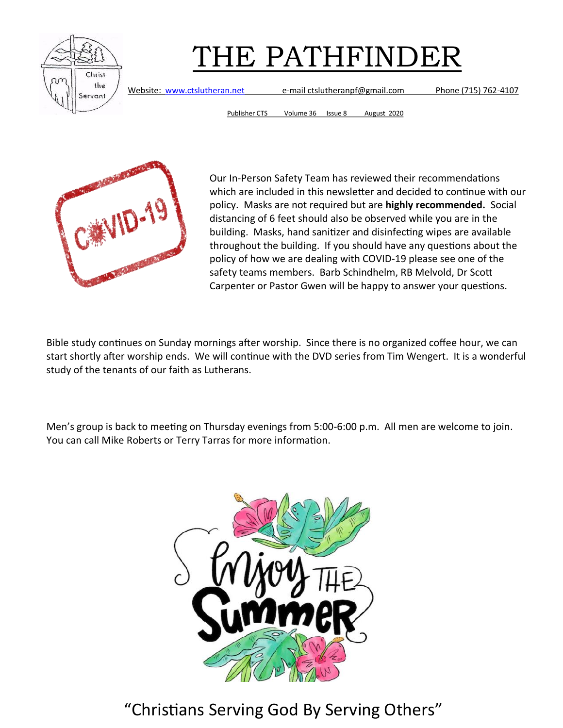# THE PATHFINDER

Website: www.ctslutheran.net e-mail ctslutheranpf@gmail.com Phone (715) 762-4107

Publisher CTS Volume 36 Issue 8 August 2020

Our In-Person Safety Team has reviewed their recommendations which are included in this newsletter and decided to continue with our policy. Masks are not required but are **highly recommended.** Social distancing of 6 feet should also be observed while you are in the building. Masks, hand sanitizer and disinfecting wipes are available throughout the building. If you should have any questions about the policy of how we are dealing with COVID-19 please see one of the safety teams members. Barb Schindhelm, RB Melvold, Dr Scott Carpenter or Pastor Gwen will be happy to answer your questions.

Bible study continues on Sunday mornings after worship. Since there is no organized coffee hour, we can start shortly after worship ends. We will continue with the DVD series from Tim Wengert. It is a wonderful study of the tenants of our faith as Lutherans.

Men's group is back to meeting on Thursday evenings from 5:00-6:00 p.m. All men are welcome to join. You can call Mike Roberts or Terry Tarras for more information.

"Christians Serving God By Serving Others"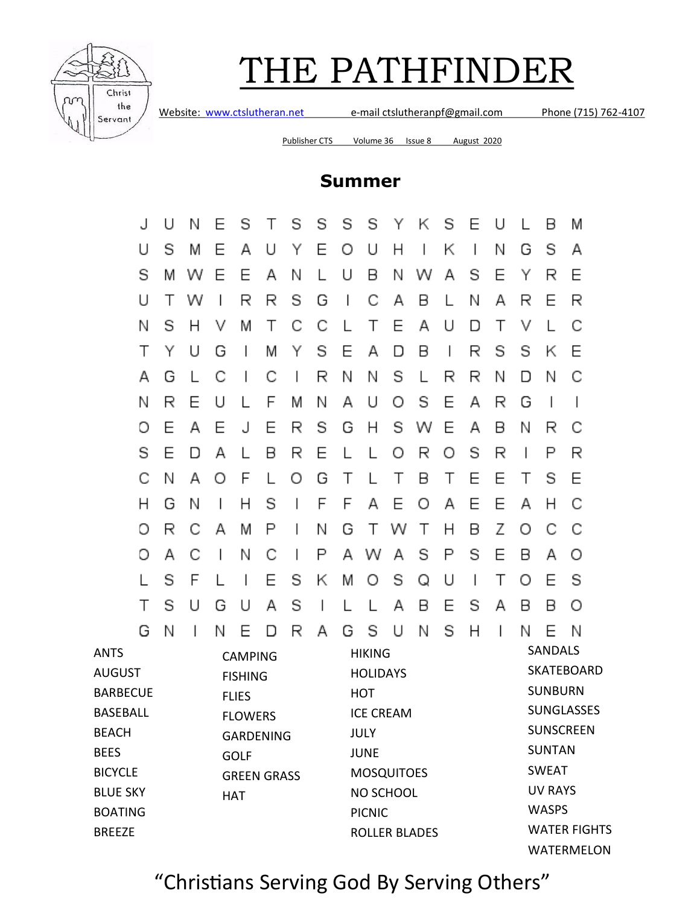# THE PATHFINDER

Website: www.ctslutheran.net e-mail ctslutheranpf@gmail.com Phone (715) 762-4107

Publisher CTS Volume 36 Issue 8 August 2020

## Summer

```
J U N E S T S S S S Y K S E U L B M
U S M E A U Y E O U H I K I N G S A
S M W E E A N L U B N W A S E Y R E
U T W I R R S G I C A B L N A R E R
N S H V M T C C L T E A U D T V L C
T Y U G I M Y S E A D B I R S S K E
A G L C I C I R N N S L R R N D N C
N R E U L F M N A U O S E A R G I I
O E A E J E R S G H S W E A B N R C
S E D A L B R E L L O R O S R I P R
C N A O F L O G T L T B T E E T S E
H G N I H S I F F A E O A E E A H C
O R C A M P I N G T W T H B Z O C C
O A C I N C I P A W A S P S E B A O
L S F L I E S K M O S Q U I T O E S
T S U G U A S I L L A B E S A B B O
G N I N E D R A G S U N S H I N E N
```

| | | | |
|---|---|---|---|
| ANTS | CAMPING | HIKING | SANDALS |
| AUGUST | FISHING | HOLIDAYS | SKATEBOARD |
| BARBECUE | FLIES | HOT | SUNBURN |
| BASEBALL | FLOWERS | ICE CREAM | SUNGLASSES |
| BEACH | GARDENING | JULY | SUNSCREEN |
| BEES | GOLF | JUNE | SUNTAN |
| BICYCLE | GREEN GRASS | MOSQUITOES | SWEAT |
| BLUE SKY | HAT | NO SCHOOL | UV RAYS |
| BOATING | | PICNIC | WASPS |
| BREEZE | | ROLLER BLADES | WATER FIGHTS |
| | | | WATERMELON |

"Christians Serving God By Serving Others"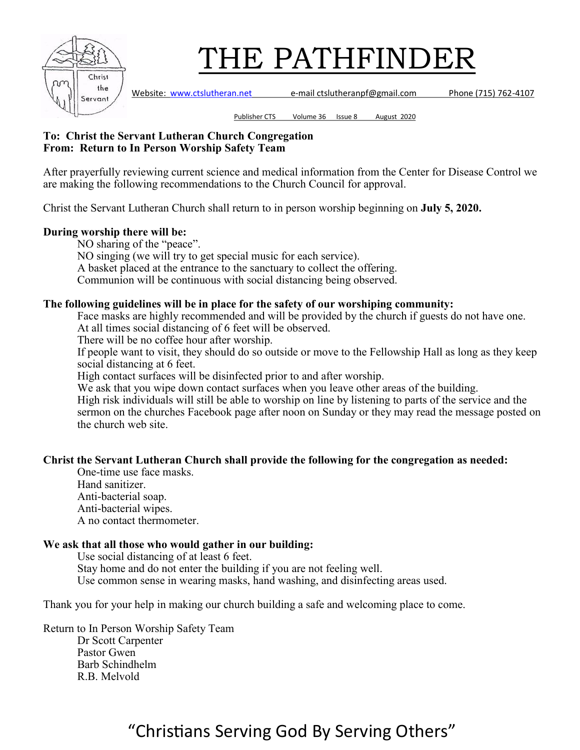# THE PATHFINDER

Website: www.ctslutheran.net e-mail ctslutheranpf@gmail.com Phone (715) 762-4107

Publisher CTS Volume 36 Issue 8 August 2020

**To: Christ the Servant Lutheran Church Congregation**
**From: Return to In Person Worship Safety Team**

After prayerfully reviewing current science and medical information from the Center for Disease Control we are making the following recommendations to the Church Council for approval.

Christ the Servant Lutheran Church shall return to in person worship beginning on **July 5, 2020.**

**During worship there will be:**

- NO sharing of the "peace".
- NO singing (we will try to get special music for each service).
- A basket placed at the entrance to the sanctuary to collect the offering.
- Communion will be continuous with social distancing being observed.

**The following guidelines will be in place for the safety of our worshiping community:**

- Face masks are highly recommended and will be provided by the church if guests do not have one.
- At all times social distancing of 6 feet will be observed.
- There will be no coffee hour after worship.
- If people want to visit, they should do so outside or move to the Fellowship Hall as long as they keep social distancing at 6 feet.
- High contact surfaces will be disinfected prior to and after worship.
- We ask that you wipe down contact surfaces when you leave other areas of the building.
- High risk individuals will still be able to worship on line by listening to parts of the service and the sermon on the churches Facebook page after noon on Sunday or they may read the message posted on the church web site.

**Christ the Servant Lutheran Church shall provide the following for the congregation as needed:**

- One-time use face masks.
- Hand sanitizer.
- Anti-bacterial soap.
- Anti-bacterial wipes.
- A no contact thermometer.

**We ask that all those who would gather in our building:**

- Use social distancing of at least 6 feet.
- Stay home and do not enter the building if you are not feeling well.
- Use common sense in wearing masks, hand washing, and disinfecting areas used.

Thank you for your help in making our church building a safe and welcoming place to come.

Return to In Person Worship Safety Team

- Dr Scott Carpenter
- Pastor Gwen
- Barb Schindhelm
- R.B. Melvold

"Christians Serving God By Serving Others"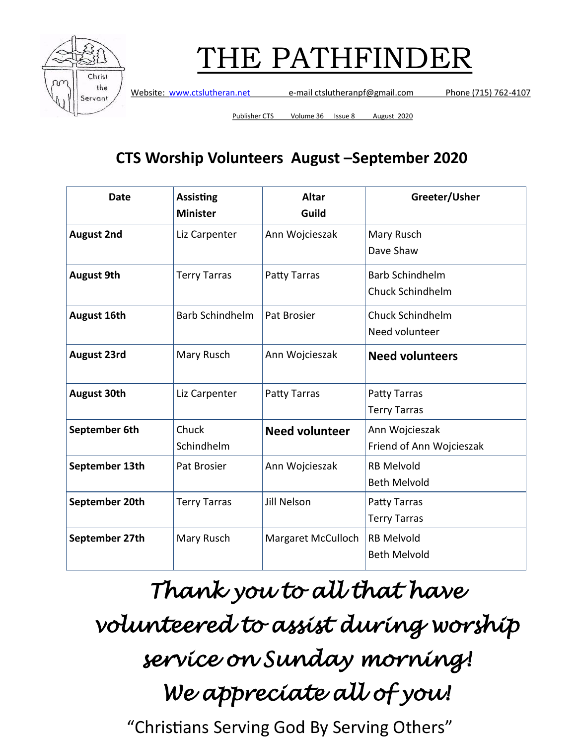# THE PATHFINDER

Website: www.ctslutheran.net e-mail ctslutheranpf@gmail.com Phone (715) 762-4107

Publisher CTS Volume 36 Issue 8 August 2020

## CTS Worship Volunteers August –September 2020

| Date | Assisting Minister | Altar Guild | Greeter/Usher |
|---|---|---|---|
| **August 2nd** | Liz Carpenter | Ann Wojcieszak | Mary Rusch<br>Dave Shaw |
| **August 9th** | Terry Tarras | Patty Tarras | Barb Schindhelm<br>Chuck Schindhelm |
| **August 16th** | Barb Schindhelm | Pat Brosier | Chuck Schindhelm<br>Need volunteer |
| **August 23rd** | Mary Rusch | Ann Wojcieszak | **Need volunteers** |
| **August 30th** | Liz Carpenter | Patty Tarras | Patty Tarras<br>Terry Tarras |
| **September 6th** | Chuck Schindhelm | **Need volunteer** | Ann Wojcieszak<br>Friend of Ann Wojcieszak |
| **September 13th** | Pat Brosier | Ann Wojcieszak | RB Melvold<br>Beth Melvold |
| **September 20th** | Terry Tarras | Jill Nelson | Patty Tarras<br>Terry Tarras |
| **September 27th** | Mary Rusch | Margaret McCulloch | RB Melvold<br>Beth Melvold |

*Thank you to all that have volunteered to assist during worship service on Sunday morning! We appreciate all of you!*

"Christians Serving God By Serving Others"